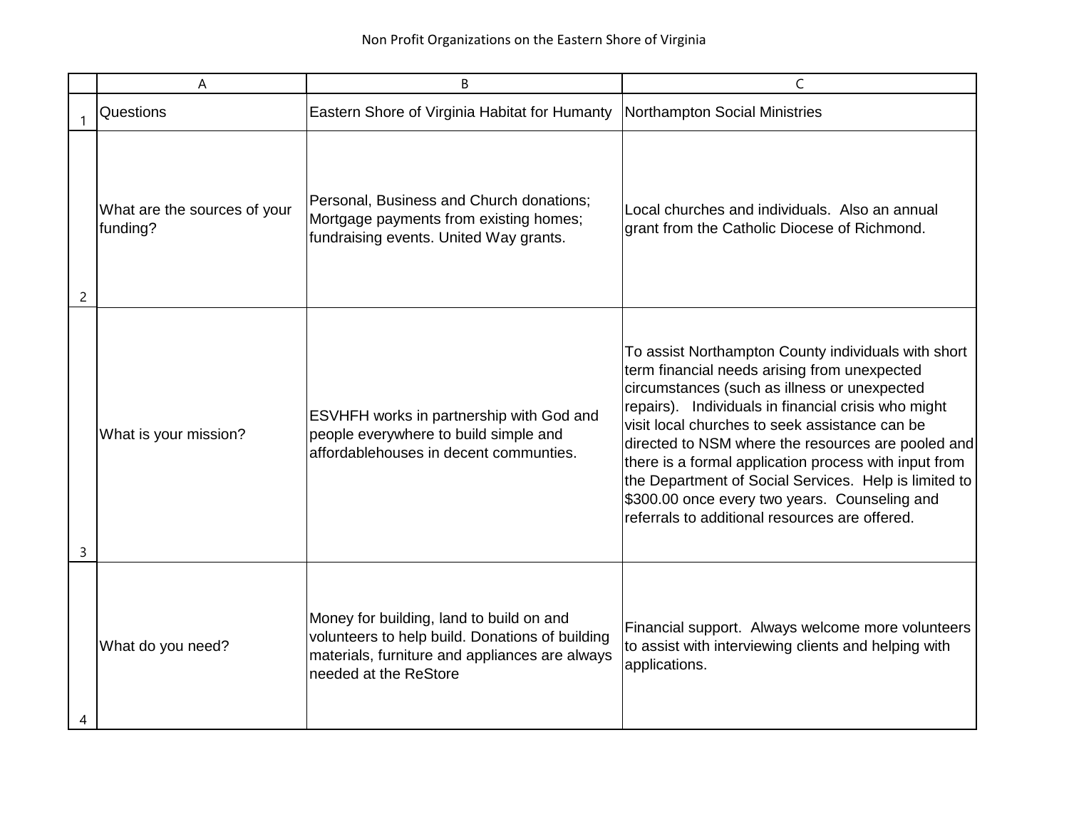Non Profit Organizations on the Eastern Shore of Virginia

| Questions | Eastern Shore of Virginia Habitat for Humanty | Northampton Social Ministries |
|---|---|---|
| What are the sources of your funding? | Personal, Business and Church donations; Mortgage payments from existing homes; fundraising events. United Way grants. | Local churches and individuals. Also an annual grant from the Catholic Diocese of Richmond. |
| What is your mission? | ESVHFH works in partnership with God and people everywhere to build simple and affordablehouses in decent communties. | To assist Northampton County individuals with short term financial needs arising from unexpected circumstances (such as illness or unexpected repairs). Individuals in financial crisis who might visit local churches to seek assistance can be directed to NSM where the resources are pooled and there is a formal application process with input from the Department of Social Services. Help is limited to $300.00 once every two years. Counseling and referrals to additional resources are offered. |
| What do you need? | Money for building, land to build on and volunteers to help build. Donations of building materials, furniture and appliances are always needed at the ReStore | Financial support. Always welcome more volunteers to assist with interviewing clients and helping with applications. |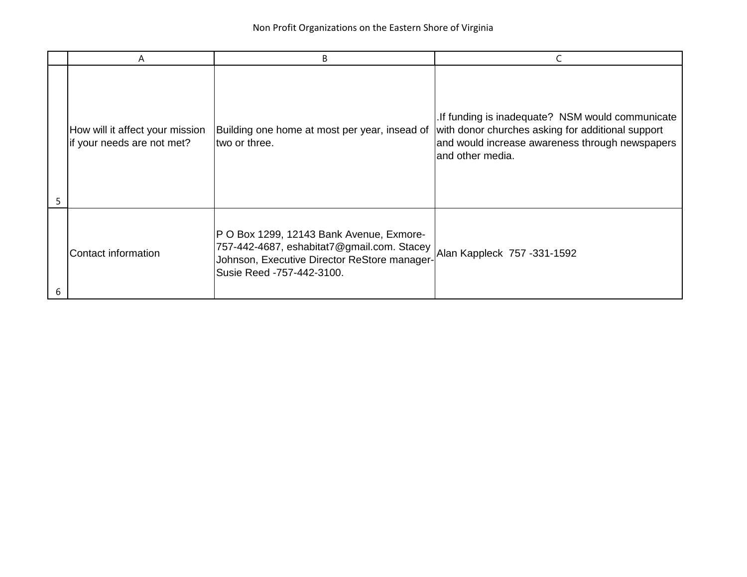Non Profit Organizations on the Eastern Shore of Virginia

| | A | B | C |
|---|---|---|---|
| 5 | How will it affect your mission if your needs are not met? | Building one home at most per year, insead of two or three. | .If funding is inadequate? NSM would communicate with donor churches asking for additional support and would increase awareness through newspapers and other media. |
| 6 | Contact information | P O Box 1299, 12143 Bank Avenue, Exmore- 757-442-4687, eshabitat7@gmail.com. Stacey Johnson, Executive Director ReStore manager- Susie Reed -757-442-3100. | Alan Kappleck 757 -331-1592 |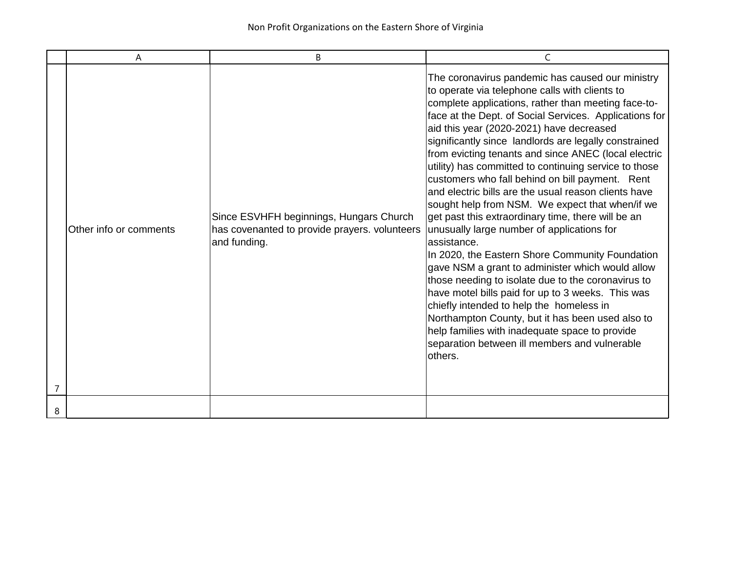# Non Profit Organizations on the Eastern Shore of Virginia

| | A | B | C |
|---|---|---|---|
| 7 | Other info or comments | Since ESVHFH beginnings, Hungars Church has covenanted to provide prayers. volunteers and funding. | The coronavirus pandemic has caused our ministry to operate via telephone calls with clients to complete applications, rather than meeting face-to-face at the Dept. of Social Services. Applications for aid this year (2020-2021) have decreased significantly since landlords are legally constrained from evicting tenants and since ANEC (local electric utility) has committed to continuing service to those customers who fall behind on bill payment. Rent and electric bills are the usual reason clients have sought help from NSM. We expect that when/if we get past this extraordinary time, there will be an unusually large number of applications for assistance.<br>In 2020, the Eastern Shore Community Foundation gave NSM a grant to administer which would allow those needing to isolate due to the coronavirus to have motel bills paid for up to 3 weeks. This was chiefly intended to help the homeless in Northampton County, but it has been used also to help families with inadequate space to provide separation between ill members and vulnerable others. |
| 8 | | | |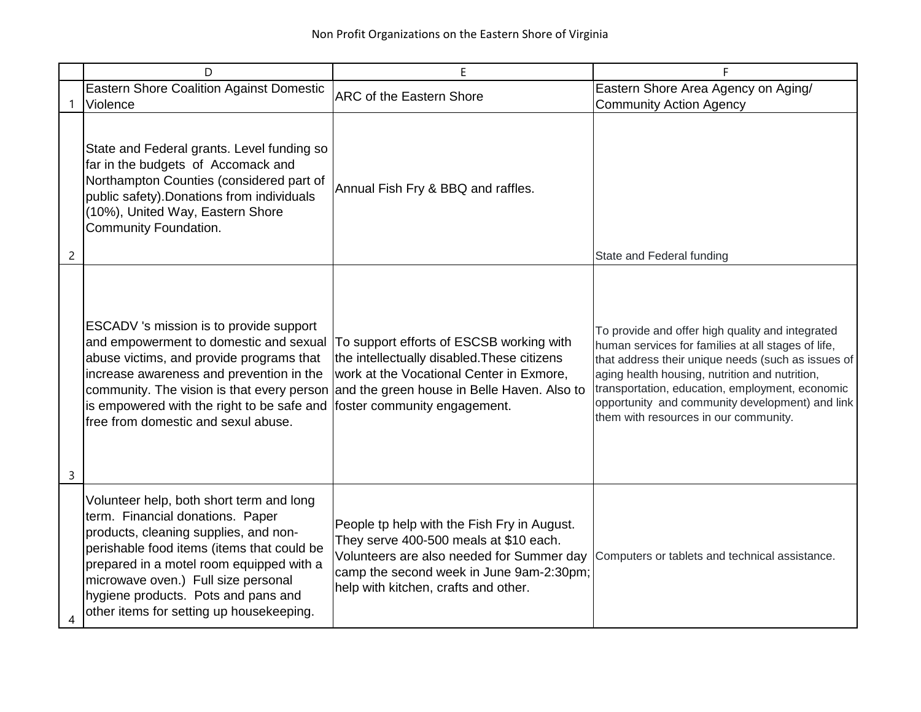Non Profit Organizations on the Eastern Shore of Virginia

| | D | E | F |
|---|---|---|---|
| 1 | Eastern Shore Coalition Against Domestic Violence | ARC of the Eastern Shore | Eastern Shore Area Agency on Aging/ Community Action Agency |
| 2 | State and Federal grants. Level funding so far in the budgets of Accomack and Northampton Counties (considered part of public safety).Donations from individuals (10%), United Way, Eastern Shore Community Foundation. | Annual Fish Fry & BBQ and raffles. | State and Federal funding |
| 3 | ESCADV 's mission is to provide support and empowerment to domestic and sexual abuse victims, and provide programs that increase awareness and prevention in the community. The vision is that every person is empowered with the right to be safe and free from domestic and sexul abuse. | To support efforts of ESCSB working with the intellectually disabled.These citizens work at the Vocational Center in Exmore, and the green house in Belle Haven. Also to foster community engagement. | To provide and offer high quality and integrated human services for families at all stages of life, that address their unique needs (such as issues of aging health housing, nutrition and nutrition, transportation, education, employment, economic opportunity and community development) and link them with resources in our community. |
| 4 | Volunteer help, both short term and long term. Financial donations. Paper products, cleaning supplies, and non-perishable food items (items that could be prepared in a motel room equipped with a microwave oven.) Full size personal hygiene products. Pots and pans and other items for setting up housekeeping. | People tp help with the Fish Fry in August. They serve 400-500 meals at $10 each. Volunteers are also needed for Summer day camp the second week in June 9am-2:30pm; help with kitchen, crafts and other. | Computers or tablets and technical assistance. |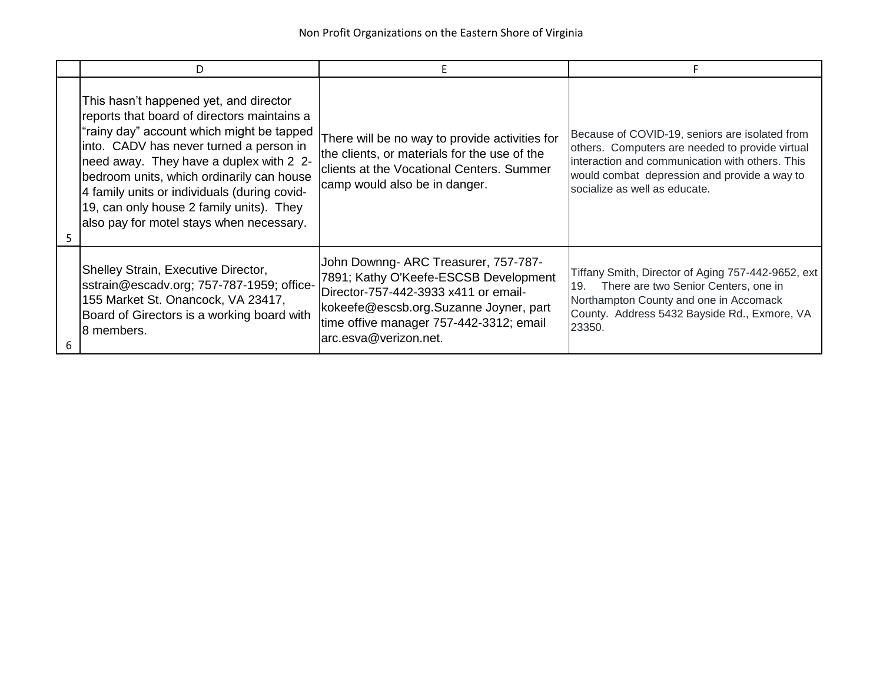Non Profit Organizations on the Eastern Shore of Virginia

| | D | E | F |
|---|---|---|---|
| 5 | This hasn't happened yet, and director reports that board of directors maintains a "rainy day" account which might be tapped into. CADV has never turned a person in need away. They have a duplex with 2 2-bedroom units, which ordinarily can house 4 family units or individuals (during covid-19, can only house 2 family units). They also pay for motel stays when necessary. | There will be no way to provide activities for the clients, or materials for the use of the clients at the Vocational Centers. Summer camp would also be in danger. | Because of COVID-19, seniors are isolated from others. Computers are needed to provide virtual interaction and communication with others. This would combat depression and provide a way to socialize as well as educate. |
| 6 | Shelley Strain, Executive Director, sstrain@escadv.org; 757-787-1959; office-155 Market St. Onancock, VA 23417, Board of Girectors is a working board with 8 members. | John Downng- ARC Treasurer, 757-787-7891; Kathy O'Keefe-ESCSB Development Director-757-442-3933 x411 or email-kokeefe@escsb.org.Suzanne Joyner, part time offive manager 757-442-3312; email arc.esva@verizon.net. | Tiffany Smith, Director of Aging 757-442-9652, ext 19. There are two Senior Centers, one in Northampton County and one in Accomack County. Address 5432 Bayside Rd., Exmore, VA 23350. |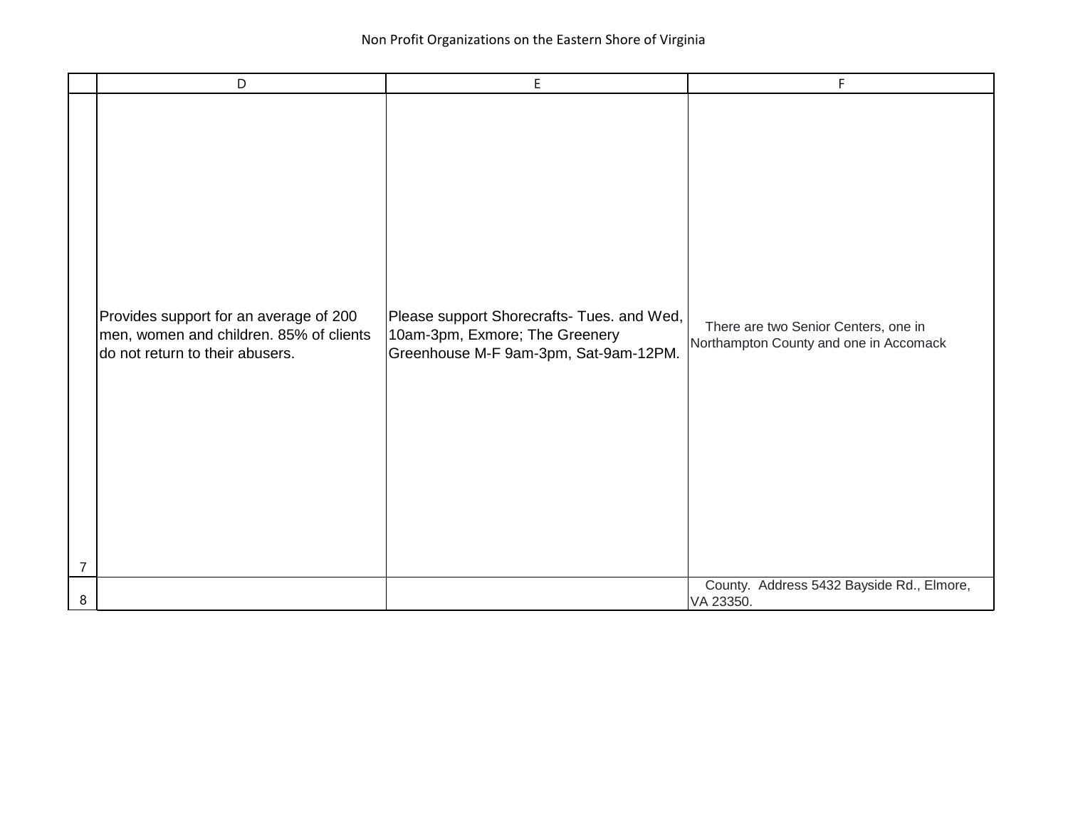Non Profit Organizations on the Eastern Shore of Virginia

| | D | E | F |
|---|---|---|---|
| 7 | Provides support for an average of 200 men, women and children. 85% of clients do not return to their abusers. | Please support Shorecrafts- Tues. and Wed, 10am-3pm, Exmore; The Greenery Greenhouse M-F 9am-3pm, Sat-9am-12PM. | There are two Senior Centers, one in Northampton County and one in Accomack |
| 8 | | | County. Address 5432 Bayside Rd., Elmore, VA 23350. |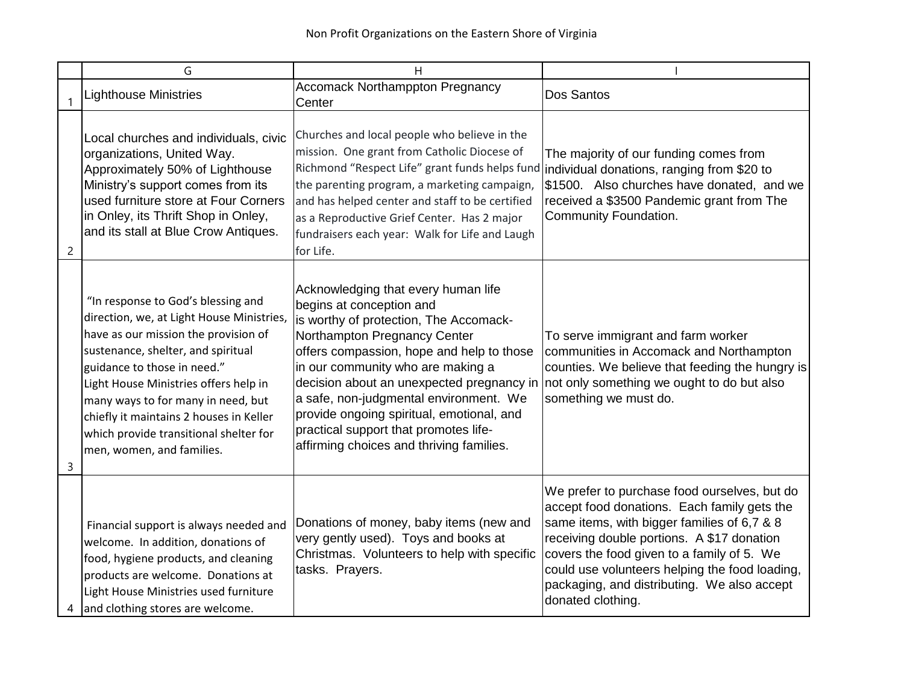Non Profit Organizations on the Eastern Shore of Virginia

| | G | H | I |
|---|---|---|---|
| 1 | Lighthouse Ministries | Accomack Northamppton Pregnancy Center | Dos Santos |
| 2 | Local churches and individuals, civic organizations, United Way. Approximately 50% of Lighthouse Ministry's support comes from its used furniture store at Four Corners in Onley, its Thrift Shop in Onley, and its stall at Blue Crow Antiques. | Churches and local people who believe in the mission. One grant from Catholic Diocese of Richmond "Respect Life" grant funds helps fund the parenting program, a marketing campaign, and has helped center and staff to be certified as a Reproductive Grief Center. Has 2 major fundraisers each year: Walk for Life and Laugh for Life. | The majority of our funding comes from individual donations, ranging from $20 to $1500. Also churches have donated, and we received a $3500 Pandemic grant from The Community Foundation. |
| 3 | "In response to God's blessing and direction, we, at Light House Ministries, have as our mission the provision of sustenance, shelter, and spiritual guidance to those in need." Light House Ministries offers help in many ways to for many in need, but chiefly it maintains 2 houses in Keller which provide transitional shelter for men, women, and families. | Acknowledging that every human life begins at conception and is worthy of protection, The Accomack-Northampton Pregnancy Center offers compassion, hope and help to those in our community who are making a decision about an unexpected pregnancy in a safe, non-judgmental environment. We provide ongoing spiritual, emotional, and practical support that promotes life-affirming choices and thriving families. | To serve immigrant and farm worker communities in Accomack and Northampton counties. We believe that feeding the hungry is not only something we ought to do but also something we must do. |
| 4 | Financial support is always needed and welcome. In addition, donations of food, hygiene products, and cleaning products are welcome. Donations at Light House Ministries used furniture and clothing stores are welcome. | Donations of money, baby items (new and very gently used). Toys and books at Christmas. Volunteers to help with specific tasks. Prayers. | We prefer to purchase food ourselves, but do accept food donations. Each family gets the same items, with bigger families of 6,7 & 8 receiving double portions. A $17 donation covers the food given to a family of 5. We could use volunteers helping the food loading, packaging, and distributing. We also accept donated clothing. |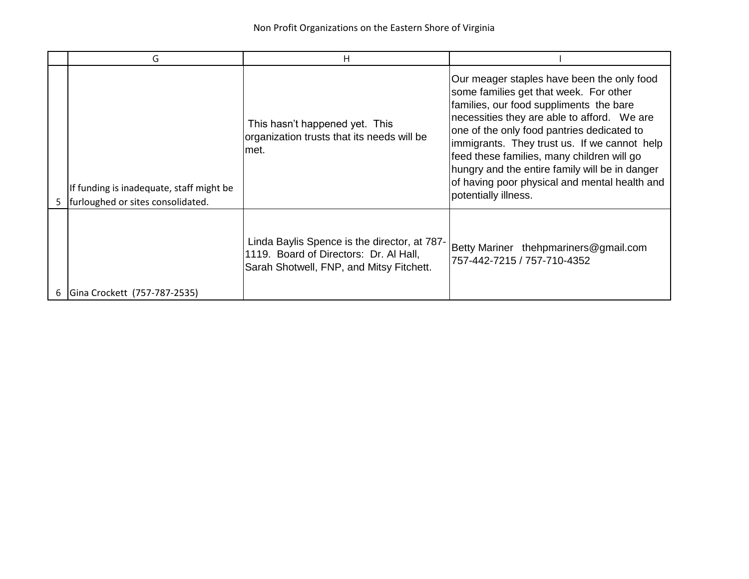Non Profit Organizations on the Eastern Shore of Virginia

| | G | H | I |
|---|---|---|---|
| 5 | If funding is inadequate, staff might be furloughed or sites consolidated. | This hasn't happened yet. This organization trusts that its needs will be met. | Our meager staples have been the only food some families get that week. For other families, our food suppliments the bare necessities they are able to afford. We are one of the only food pantries dedicated to immigrants. They trust us. If we cannot help feed these families, many children will go hungry and the entire family will be in danger of having poor physical and mental health and potentially illness. |
| 6 | Gina Crockett (757-787-2535) | Linda Baylis Spence is the director, at 787-1119. Board of Directors: Dr. Al Hall, Sarah Shotwell, FNP, and Mitsy Fitchett. | Betty Mariner thehpmariners@gmail.com 757-442-7215 / 757-710-4352 |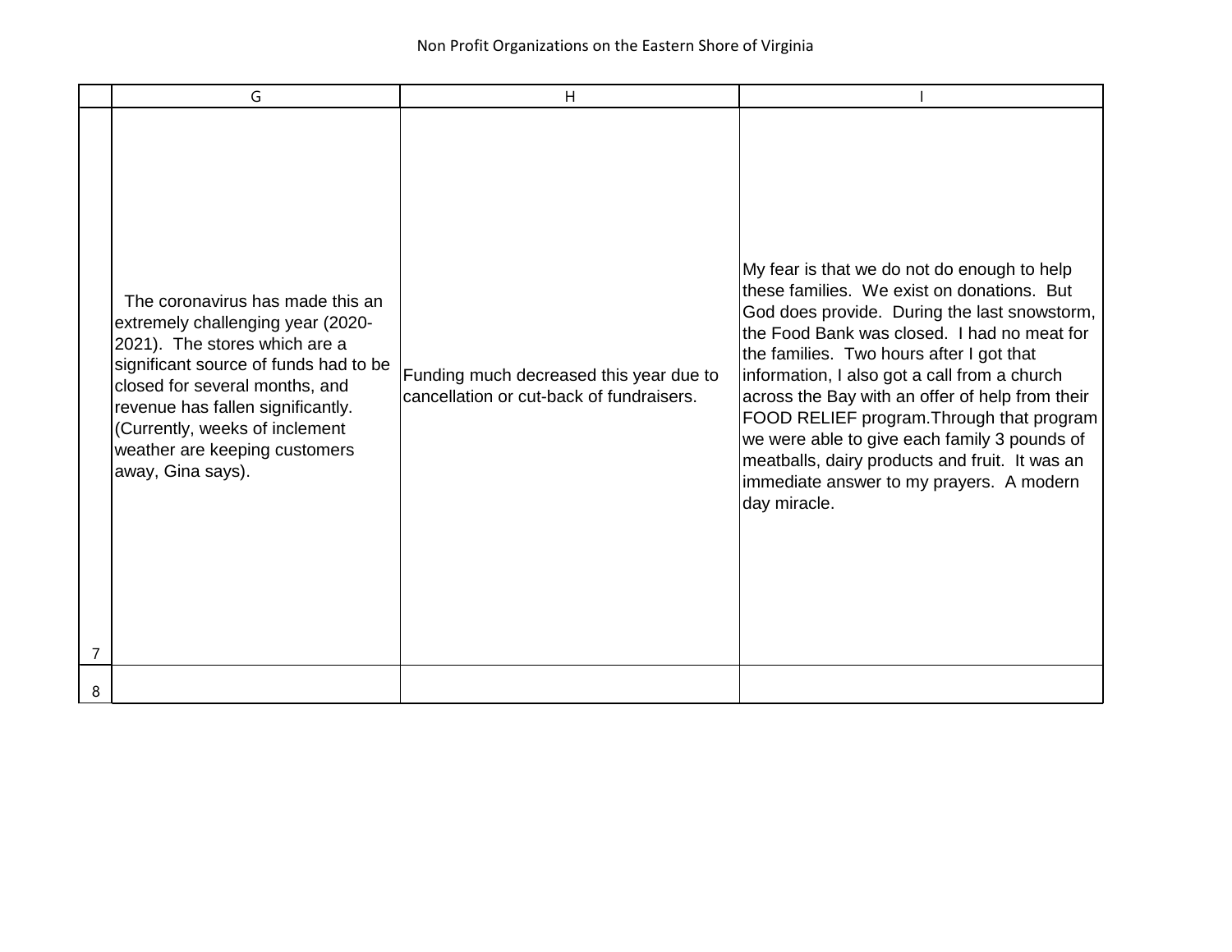| | G | H | I |
|---|---|---|---|
| 7 | The coronavirus has made this an extremely challenging year (2020-2021). The stores which are a significant source of funds had to be closed for several months, and revenue has fallen significantly. (Currently, weeks of inclement weather are keeping customers away, Gina says). | Funding much decreased this year due to cancellation or cut-back of fundraisers. | My fear is that we do not do enough to help these families. We exist on donations. But God does provide. During the last snowstorm, the Food Bank was closed. I had no meat for the families. Two hours after I got that information, I also got a call from a church across the Bay with an offer of help from their FOOD RELIEF program.Through that program we were able to give each family 3 pounds of meatballs, dairy products and fruit. It was an immediate answer to my prayers. A modern day miracle. |
| 8 | | | |